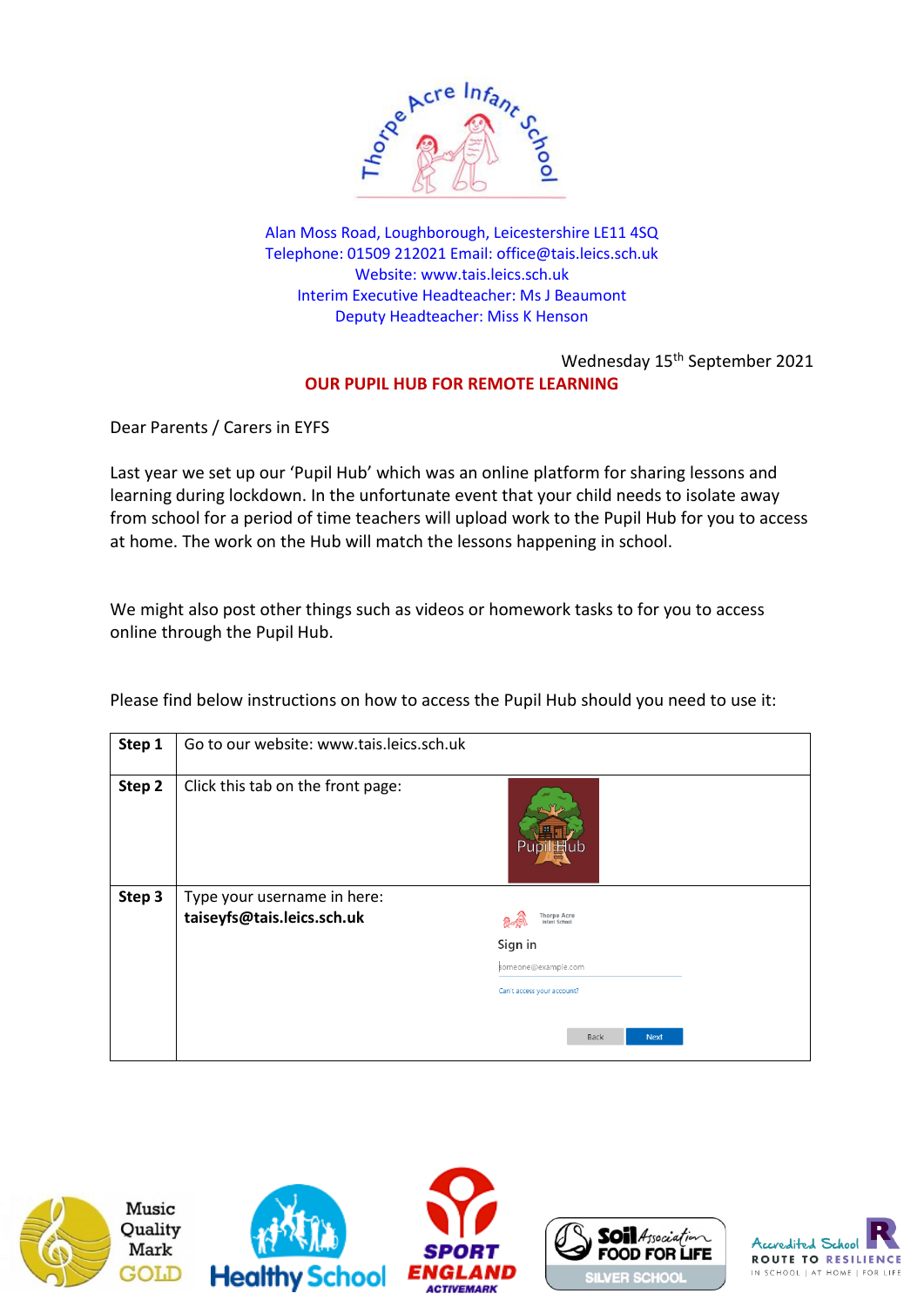Thorpe Acre Infant School

Alan Moss Road, Loughborough, Leicestershire LE11 4SQ
Telephone: 01509 212021 Email: office@tais.leics.sch.uk
Website: www.tais.leics.sch.uk
Interim Executive Headteacher: Ms J Beaumont
Deputy Headteacher: Miss K Henson

Wednesday 15th September 2021

## OUR PUPIL HUB FOR REMOTE LEARNING

Dear Parents / Carers in EYFS

Last year we set up our 'Pupil Hub' which was an online platform for sharing lessons and learning during lockdown. In the unfortunate event that your child needs to isolate away from school for a period of time teachers will upload work to the Pupil Hub for you to access at home. The work on the Hub will match the lessons happening in school.

We might also post other things such as videos or homework tasks to for you to access online through the Pupil Hub.

Please find below instructions on how to access the Pupil Hub should you need to use it:

| | |
|---|---|
| **Step 1** | Go to our website: www.tais.leics.sch.uk |
| **Step 2** | Click this tab on the front page: Pupil Hub |
| **Step 3** | Type your username in here: **taiseyfs@tais.leics.sch.uk** |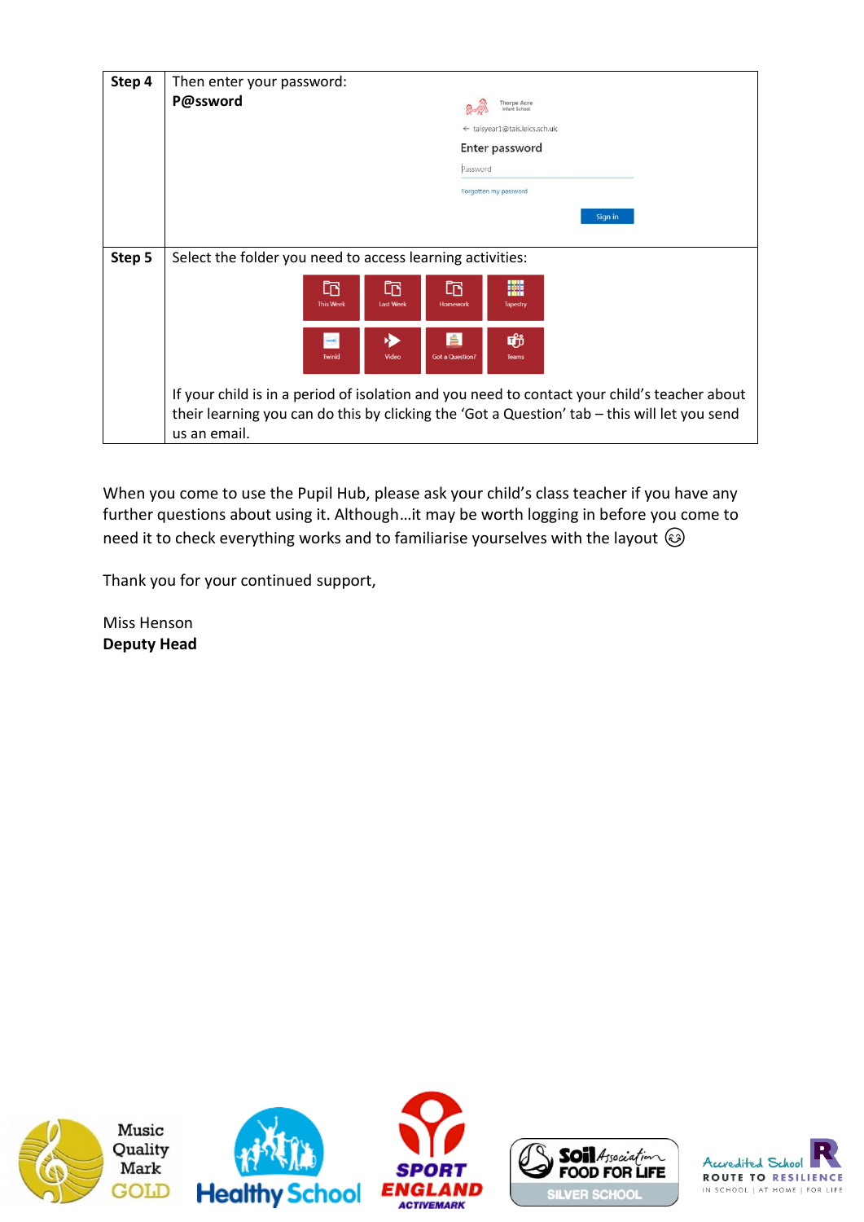| Step 4 | Then enter your password:<br>**P@ssword** |
|---|---|
| Step 5 | Select the folder you need to access learning activities:<br><br>If your child is in a period of isolation and you need to contact your child's teacher about their learning you can do this by clicking the 'Got a Question' tab – this will let you send us an email. |

When you come to use the Pupil Hub, please ask your child's class teacher if you have any further questions about using it. Although…it may be worth logging in before you come to need it to check everything works and to familiarise yourselves with the layout 😉

Thank you for your continued support,

Miss Henson
**Deputy Head**